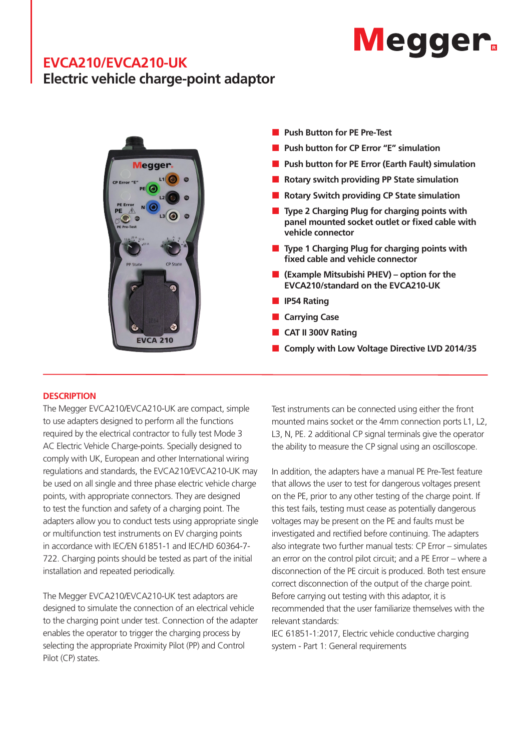# EVCA210/EVCA210-UK

## Electric vehicle charge-point adaptor

- Push Button for PE Pre-Test
- Push button for CP Error "E" simulation
- Push button for PE Error (Earth Fault) simulation
- Rotary switch providing PP State simulation
- Rotary Switch providing CP State simulation
- Type 2 Charging Plug for charging points with panel mounted socket outlet or fixed cable with vehicle connector
- Type 1 Charging Plug for charging points with fixed cable and vehicle connector
- (Example Mitsubishi PHEV) – option for the EVCA210/standard on the EVCA210-UK
- IP54 Rating
- Carrying Case
- CAT II 300V Rating
- Comply with Low Voltage Directive LVD 2014/35

### DESCRIPTION

The Megger EVCA210/EVCA210-UK are compact, simple to use adapters designed to perform all the functions required by the electrical contractor to fully test Mode 3 AC Electric Vehicle Charge-points. Specially designed to comply with UK, European and other International wiring regulations and standards, the EVCA210/EVCA210-UK may be used on all single and three phase electric vehicle charge points, with appropriate connectors. They are designed to test the function and safety of a charging point. The adapters allow you to conduct tests using appropriate single or multifunction test instruments on EV charging points in accordance with IEC/EN 61851-1 and IEC/HD 60364-7-722. Charging points should be tested as part of the initial installation and repeated periodically.

The Megger EVCA210/EVCA210-UK test adaptors are designed to simulate the connection of an electrical vehicle to the charging point under test. Connection of the adapter enables the operator to trigger the charging process by selecting the appropriate Proximity Pilot (PP) and Control Pilot (CP) states.

Test instruments can be connected using either the front mounted mains socket or the 4mm connection ports L1, L2, L3, N, PE. 2 additional CP signal terminals give the operator the ability to measure the CP signal using an oscilloscope.

In addition, the adapters have a manual PE Pre-Test feature that allows the user to test for dangerous voltages present on the PE, prior to any other testing of the charge point. If this test fails, testing must cease as potentially dangerous voltages may be present on the PE and faults must be investigated and rectified before continuing. The adapters also integrate two further manual tests: CP Error – simulates an error on the control pilot circuit; and a PE Error – where a disconnection of the PE circuit is produced. Both test ensure correct disconnection of the output of the charge point. Before carrying out testing with this adaptor, it is recommended that the user familiarize themselves with the relevant standards:

IEC 61851-1:2017, Electric vehicle conductive charging system - Part 1: General requirements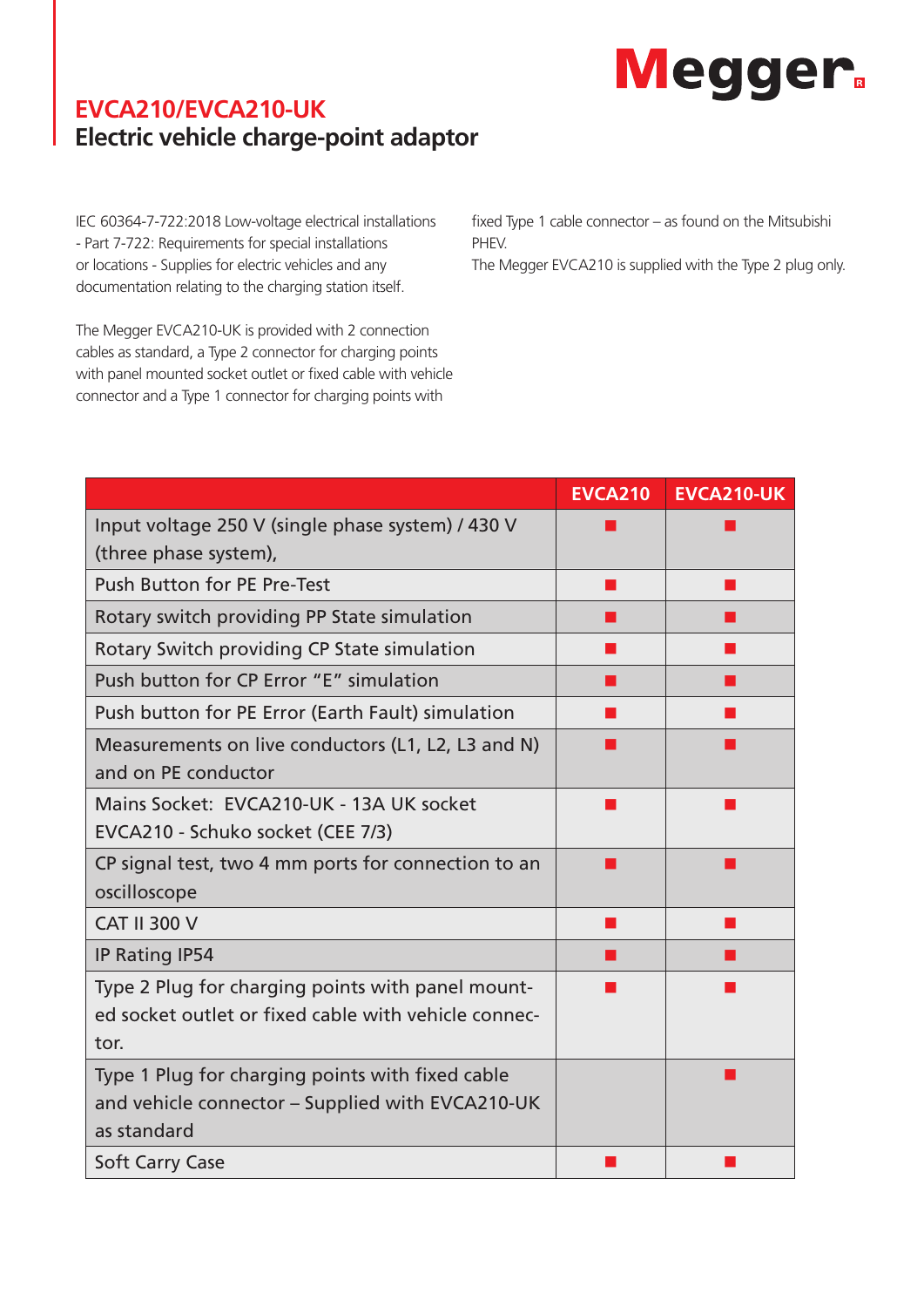# EVCA210/EVCA210-UK

## Electric vehicle charge-point adaptor

IEC 60364-7-722:2018 Low-voltage electrical installations - Part 7-722: Requirements for special installations or locations - Supplies for electric vehicles and any documentation relating to the charging station itself.

The Megger EVCA210-UK is provided with 2 connection cables as standard, a Type 2 connector for charging points with panel mounted socket outlet or fixed cable with vehicle connector and a Type 1 connector for charging points with fixed Type 1 cable connector – as found on the Mitsubishi PHEV.

The Megger EVCA210 is supplied with the Type 2 plug only.

| | EVCA210 | EVCA210-UK |
|---|---|---|
| Input voltage 250 V (single phase system) / 430 V (three phase system), | ■ | ■ |
| Push Button for PE Pre-Test | ■ | ■ |
| Rotary switch providing PP State simulation | ■ | ■ |
| Rotary Switch providing CP State simulation | ■ | ■ |
| Push button for CP Error “E” simulation | ■ | ■ |
| Push button for PE Error (Earth Fault) simulation | ■ | ■ |
| Measurements on live conductors (L1, L2, L3 and N) and on PE conductor | ■ | ■ |
| Mains Socket: EVCA210-UK - 13A UK socket EVCA210 - Schuko socket (CEE 7/3) | ■ | ■ |
| CP signal test, two 4 mm ports for connection to an oscilloscope | ■ | ■ |
| CAT II 300 V | ■ | ■ |
| IP Rating IP54 | ■ | ■ |
| Type 2 Plug for charging points with panel mounted socket outlet or fixed cable with vehicle connector. | ■ | ■ |
| Type 1 Plug for charging points with fixed cable and vehicle connector – Supplied with EVCA210-UK as standard | | ■ |
| Soft Carry Case | ■ | ■ |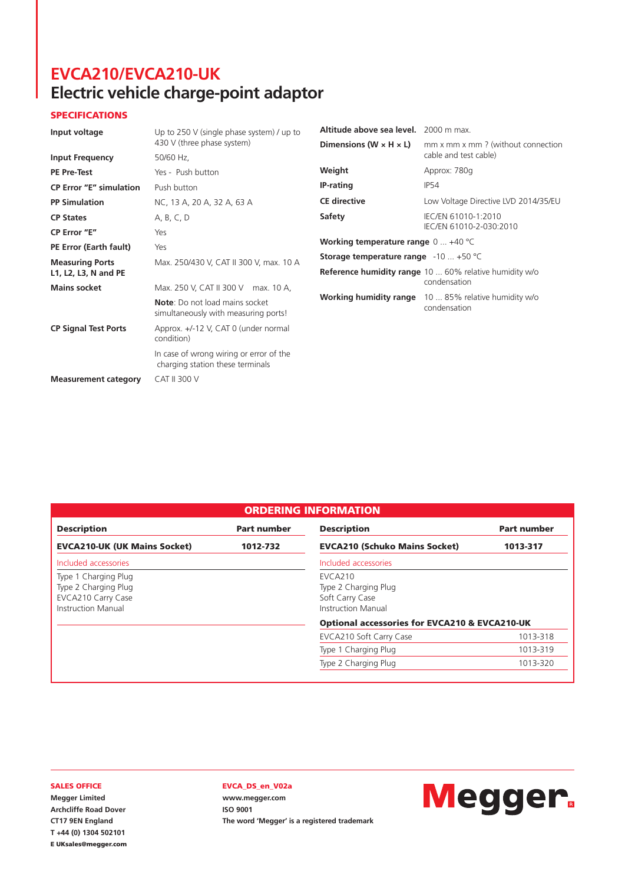# EVCA210/EVCA210-UK
## Electric vehicle charge-point adaptor

### SPECIFICATIONS

| | |
|---|---|
| **Input voltage** | Up to 250 V (single phase system) / up to 430 V (three phase system) |
| **Input Frequency** | 50/60 Hz, |
| **PE Pre-Test** | Yes - Push button |
| **CP Error "E" simulation** | Push button |
| **PP Simulation** | NC, 13 A, 20 A, 32 A, 63 A |
| **CP States** | A, B, C, D |
| **CP Error "E"** | Yes |
| **PE Error (Earth fault)** | Yes |
| **Measuring Ports L1, L2, L3, N and PE** | Max. 250/430 V, CAT II 300 V, max. 10 A |
| **Mains socket** | Max. 250 V, CAT II 300 V max. 10 A, |
| | **Note**: Do not load mains socket simultaneously with measuring ports! |
| **CP Signal Test Ports** | Approx. +/-12 V, CAT 0 (under normal condition) |
| | In case of wrong wiring or error of the charging station these terminals |
| **Measurement category** | CAT II 300 V |
| **Altitude above sea level.** | 2000 m max. |
| **Dimensions (W × H × L)** | mm x mm x mm ? (without connection cable and test cable) |
| **Weight** | Approx: 780g |
| **IP-rating** | IP54 |
| **CE directive** | Low Voltage Directive LVD 2014/35/EU |
| **Safety** | IEC/EN 61010-1:2010<br>IEC/EN 61010-2-030:2010 |
| **Working temperature range** | 0 ... +40 °C |
| **Storage temperature range** | -10 ... +50 °C |
| **Reference humidity range** | 10 ... 60% relative humidity w/o condensation |
| **Working humidity range** | 10 ... 85% relative humidity w/o condensation |

### ORDERING INFORMATION

| Description | Part number |
|---|---|
| **EVCA210-UK (UK Mains Socket)** | **1012-732** |
| Included accessories | |
| Type 1 Charging Plug | |
| Type 2 Charging Plug | |
| EVCA210 Carry Case | |
| Instruction Manual | |

| Description | Part number |
|---|---|
| **EVCA210 (Schuko Mains Socket)** | **1013-317** |
| Included accessories | |
| EVCA210 | |
| Type 2 Charging Plug | |
| Soft Carry Case | |
| Instruction Manual | |
| **Optional accessories for EVCA210 & EVCA210-UK** | |
| EVCA210 Soft Carry Case | 1013-318 |
| Type 1 Charging Plug | 1013-319 |
| Type 2 Charging Plug | 1013-320 |

**SALES OFFICE**
**Megger Limited**
**Archcliffe Road Dover**
**CT17 9EN England**
**T +44 (0) 1304 502101**
**E UKsales@megger.com**

**EVCA_DS_en_V02a**
**www.megger.com**
**ISO 9001**
**The word 'Megger' is a registered trademark**

Megger.